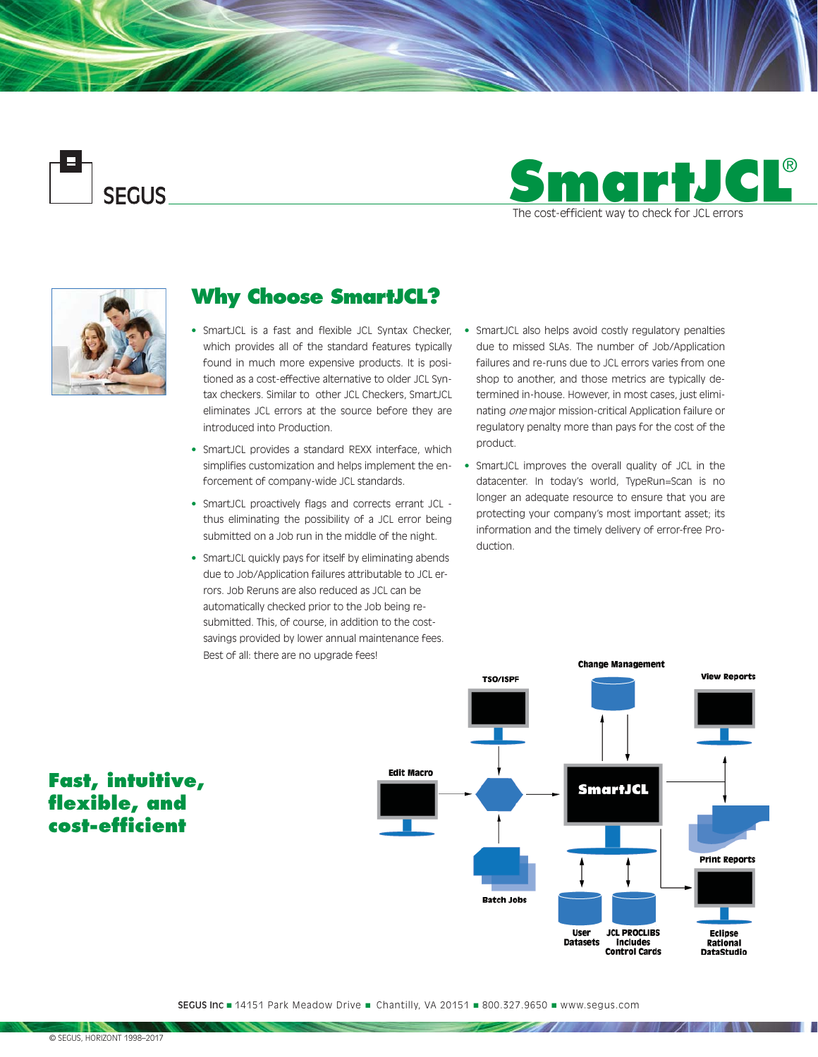SEGUS

# SmartJCL®

The cost-efficient way to check for JCL errors

## Why Choose SmartJCL?

- SmartJCL is a fast and flexible JCL Syntax Checker, which provides all of the standard features typically found in much more expensive products. It is positioned as a cost-effective alternative to older JCL Syntax checkers. Similar to other JCL Checkers, SmartJCL eliminates JCL errors at the source before they are introduced into Production.
- SmartJCL provides a standard REXX interface, which simplifies customization and helps implement the enforcement of company-wide JCL standards.
- SmartJCL proactively flags and corrects errant JCL - thus eliminating the possibility of a JCL error being submitted on a Job run in the middle of the night.
- SmartJCL quickly pays for itself by eliminating abends due to Job/Application failures attributable to JCL errors. Job Reruns are also reduced as JCL can be automatically checked prior to the Job being resubmitted. This, of course, in addition to the cost-savings provided by lower annual maintenance fees. Best of all: there are no upgrade fees!
- SmartJCL also helps avoid costly regulatory penalties due to missed SLAs. The number of Job/Application failures and re-runs due to JCL errors varies from one shop to another, and those metrics are typically determined in-house. However, in most cases, just eliminating *one* major mission-critical Application failure or regulatory penalty more than pays for the cost of the product.
- SmartJCL improves the overall quality of JCL in the datacenter. In today's world, TypeRun=Scan is no longer an adequate resource to ensure that you are protecting your company's most important asset; its information and the timely delivery of error-free Production.

## Fast, intuitive, flexible, and cost-efficient

Change Management · TSO/ISPF · View Reports · Edit Macro · SmartJCL · Print Reports · Batch Jobs · User Datasets · JCL PROCLIBS Includes Control Cards · Eclipse Rational DataStudio

SEGUS Inc ■ 14151 Park Meadow Drive ■ Chantilly, VA 20151 ■ 800.327.9650 ■ www.segus.com

© SEGUS, HORIZONT 1998–2017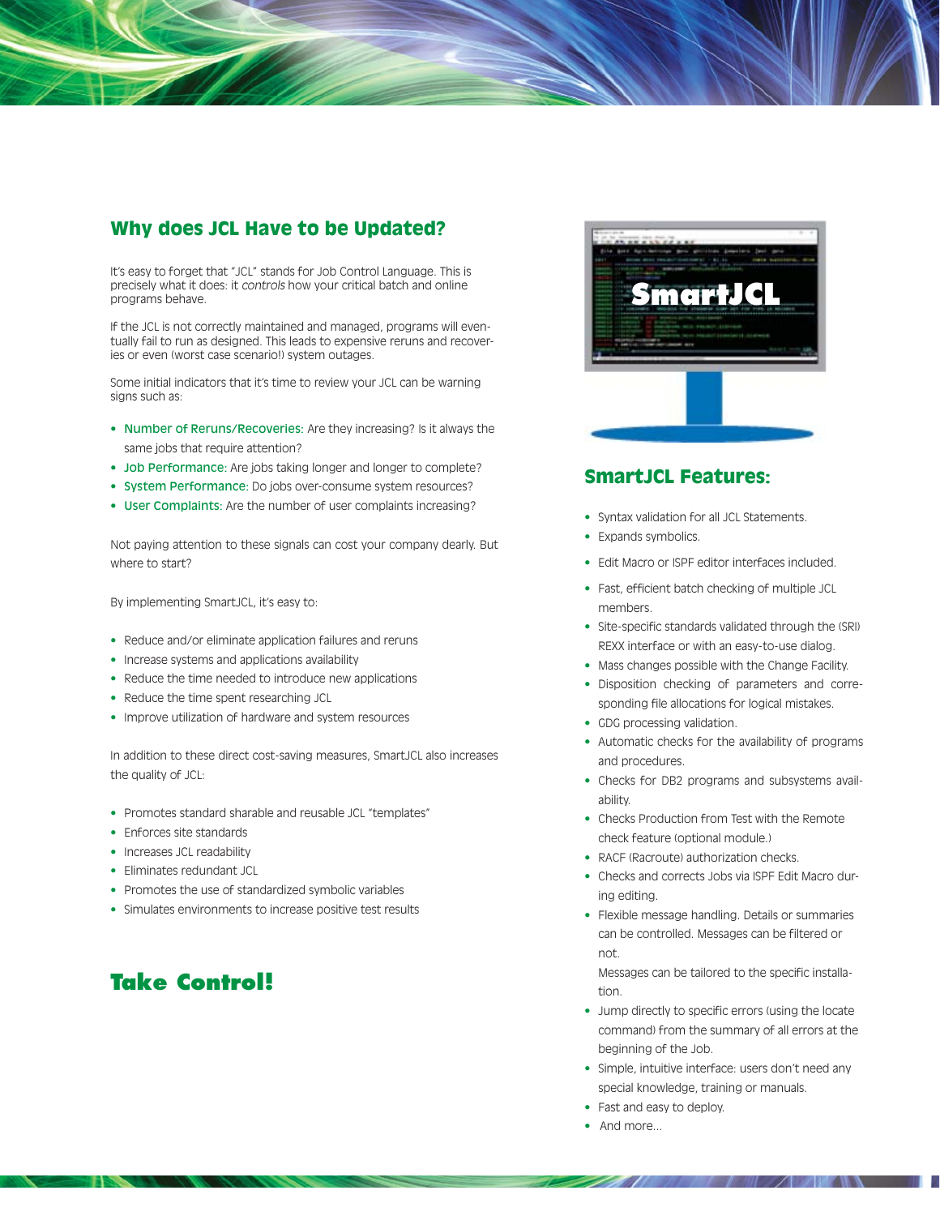## Why does JCL Have to be Updated?

It's easy to forget that "JCL" stands for Job Control Language. This is precisely what it does: it *controls* how your critical batch and online programs behave.

If the JCL is not correctly maintained and managed, programs will eventually fail to run as designed. This leads to expensive reruns and recoveries or even (worst case scenario!) system outages.

Some initial indicators that it's time to review your JCL can be warning signs such as:

- Number of Reruns/Recoveries: Are they increasing? Is it always the same jobs that require attention?
- Job Performance: Are jobs taking longer and longer to complete?
- System Performance: Do jobs over-consume system resources?
- User Complaints: Are the number of user complaints increasing?

Not paying attention to these signals can cost your company dearly. But where to start?

By implementing SmartJCL, it's easy to:

- Reduce and/or eliminate application failures and reruns
- Increase systems and applications availability
- Reduce the time needed to introduce new applications
- Reduce the time spent researching JCL
- Improve utilization of hardware and system resources

In addition to these direct cost-saving measures, SmartJCL also increases the quality of JCL:

- Promotes standard sharable and reusable JCL "templates"
- Enforces site standards
- Increases JCL readability
- Eliminates redundant JCL
- Promotes the use of standardized symbolic variables
- Simulates environments to increase positive test results

## Take Control!

SmartJCL

## SmartJCL Features:

- Syntax validation for all JCL Statements.
- Expands symbolics.
- Edit Macro or ISPF editor interfaces included.
- Fast, efficient batch checking of multiple JCL members.
- Site-specific standards validated through the (SRI) REXX interface or with an easy-to-use dialog.
- Mass changes possible with the Change Facility.
- Disposition checking of parameters and corresponding file allocations for logical mistakes.
- GDG processing validation.
- Automatic checks for the availability of programs and procedures.
- Checks for DB2 programs and subsystems availability.
- Checks Production from Test with the Remote check feature (optional module.)
- RACF (Racroute) authorization checks.
- Checks and corrects Jobs via ISPF Edit Macro during editing.
- Flexible message handling. Details or summaries can be controlled. Messages can be filtered or not.

  Messages can be tailored to the specific installation.
- Jump directly to specific errors (using the locate command) from the summary of all errors at the beginning of the Job.
- Simple, intuitive interface: users don't need any special knowledge, training or manuals.
- Fast and easy to deploy.
- And more...